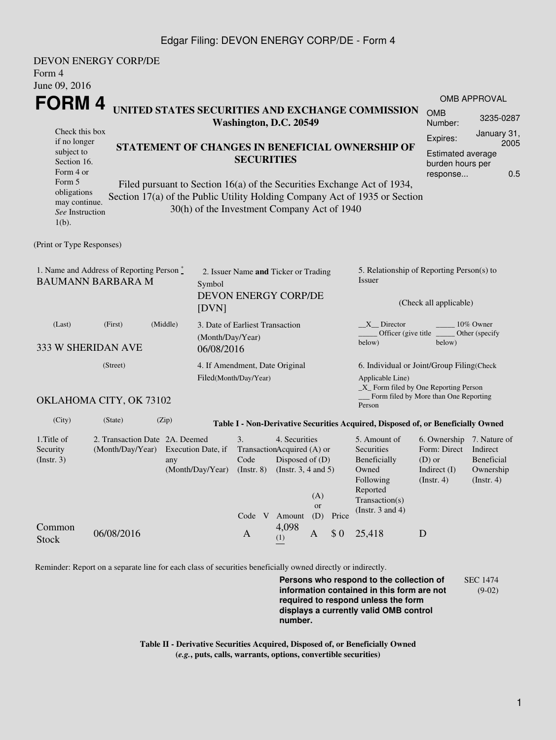DEVON ENERGY CORP/DE
Form 4
June 09, 2016

# FORM 4

Check this box if no longer subject to Section 16. Form 4 or Form 5 obligations may continue. *See* Instruction 1(b).

## UNITED STATES SECURITIES AND EXCHANGE COMMISSION
**Washington, D.C. 20549**

## STATEMENT OF CHANGES IN BENEFICIAL OWNERSHIP OF SECURITIES

Filed pursuant to Section 16(a) of the Securities Exchange Act of 1934, Section 17(a) of the Public Utility Holding Company Act of 1935 or Section 30(h) of the Investment Company Act of 1940

| OMB APPROVAL | |
|---|---|
| OMB Number: | 3235-0287 |
| Expires: | January 31, 2005 |
| Estimated average burden hours per response... | 0.5 |

(Print or Type Responses)

1. Name and Address of Reporting Person *
BAUMANN BARBARA M
(Last) (First) (Middle)
333 W SHERIDAN AVE
(Street)
OKLAHOMA CITY, OK 73102
(City) (State) (Zip)

2. Issuer Name **and** Ticker or Trading Symbol
DEVON ENERGY CORP/DE [DVN]

3. Date of Earliest Transaction (Month/Day/Year)
06/08/2016

4. If Amendment, Date Original Filed(Month/Day/Year)

5. Relationship of Reporting Person(s) to Issuer
(Check all applicable)
\_\_X\_\_ Director \_\_\_\_\_ 10% Owner
\_\_\_\_\_ Officer (give title below) \_\_\_\_\_ Other (specify below)

6. Individual or Joint/Group Filing(Check Applicable Line)
\_X\_ Form filed by One Reporting Person
\_\_\_ Form filed by More than One Reporting Person

**Table I - Non-Derivative Securities Acquired, Disposed of, or Beneficially Owned**

| 1.Title of Security (Instr. 3) | 2. Transaction Date (Month/Day/Year) | 2A. Deemed Execution Date, if any (Month/Day/Year) | 3. Transaction Code (Instr. 8) | | 4. Securities Acquired (A) or Disposed of (D) (Instr. 3, 4 and 5) | | | 5. Amount of Securities Beneficially Owned Following Reported Transaction(s) (Instr. 3 and 4) | 6. Ownership Form: Direct (D) or Indirect (I) (Instr. 4) | 7. Nature of Indirect Beneficial Ownership (Instr. 4) |
|---|---|---|---|---|---|---|---|---|---|---|
| | | | Code | V | Amount | (A) or (D) | Price | | | |
| Common Stock | 06/08/2016 | | A | | 4,098 (1) | A | $ 0 | 25,418 | D | |

Reminder: Report on a separate line for each class of securities beneficially owned directly or indirectly.

**Persons who respond to the collection of information contained in this form are not required to respond unless the form displays a currently valid OMB control number.**

SEC 1474 (9-02)

**Table II - Derivative Securities Acquired, Disposed of, or Beneficially Owned**
**(*e.g.*, puts, calls, warrants, options, convertible securities)**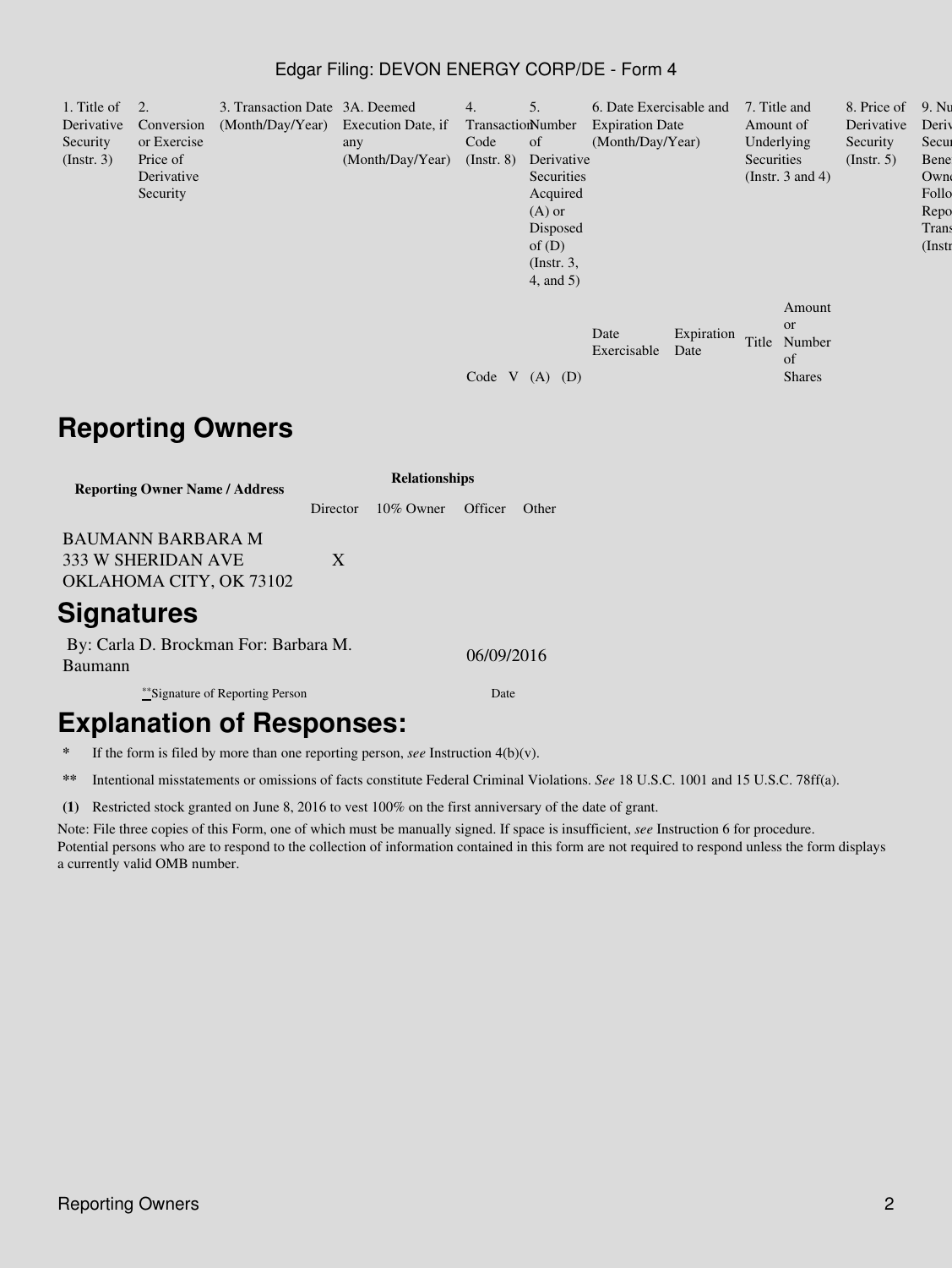| 1. Title of Derivative Security (Instr. 3) | 2. Conversion or Exercise Price of Derivative Security | 3. Transaction Date (Month/Day/Year) | 3A. Deemed Execution Date, if any (Month/Day/Year) | 4. Transaction Code (Instr. 8) | | 5. Number of Derivative Securities Acquired (A) or Disposed of (D) (Instr. 3, 4, and 5) | | 6. Date Exercisable and Expiration Date (Month/Day/Year) | | 7. Title and Amount of Underlying Securities (Instr. 3 and 4) | | 8. Price of Derivative Security (Instr. 5) | 9. Nu Deriv Secur Bene Owne Follo Repo Trans (Instr |
|---|---|---|---|---|---|---|---|---|---|---|---|---|---|
| | | | | Code | V | (A) | (D) | Date Exercisable | Expiration Date | Title | Amount or Number of Shares | | |

## Reporting Owners

| Reporting Owner Name / Address | Relationships | | | |
|---|---|---|---|---|
| | Director | 10% Owner | Officer | Other |
| BAUMANN BARBARA M<br>333 W SHERIDAN AVE<br>OKLAHOMA CITY, OK 73102 | X | | | |

## Signatures

| By: Carla D. Brockman For: Barbara M. Baumann | 06/09/2016 |
|---|---|
| **Signature of Reporting Person | Date |

## Explanation of Responses:

\* If the form is filed by more than one reporting person, *see* Instruction 4(b)(v).

** Intentional misstatements or omissions of facts constitute Federal Criminal Violations. *See* 18 U.S.C. 1001 and 15 U.S.C. 78ff(a).

**(1)** Restricted stock granted on June 8, 2016 to vest 100% on the first anniversary of the date of grant.

Note: File three copies of this Form, one of which must be manually signed. If space is insufficient, *see* Instruction 6 for procedure.
Potential persons who are to respond to the collection of information contained in this form are not required to respond unless the form displays a currently valid OMB number.